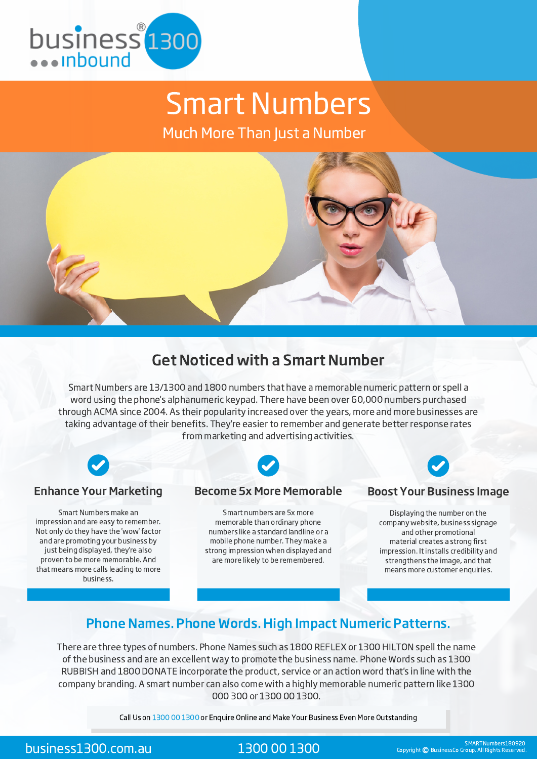business 1300 inbound

# Smart Numbers

Much More Than Just a Number

## Get Noticed with a Smart Number

Smart Numbers are 13/1300 and 1800 numbers that have a memorable numeric pattern or spell a word using the phone's alphanumeric keypad. There have been over 60,000 numbers purchased through ACMA since 2004. As their popularity increased over the years, more and more businesses are taking advantage of their benefits. They're easier to remember and generate better response rates from marketing and advertising activities.

### Enhance Your Marketing

Smart Numbers make an impression and are easy to remember. Not only do they have the 'wow' factor and are promoting your business by just being displayed, they're also proven to be more memorable. And that means more calls leading to more business.

### Become 5x More Memorable

Smart numbers are 5x more memorable than ordinary phone numbers like a standard landline or a mobile phone number. They make a strong impression when displayed and are more likely to be remembered.

### Boost Your Business Image

Displaying the number on the company website, business signage and other promotional material creates a strong first impression. It installs credibility and strengthens the image, and that means more customer enquiries.

## Phone Names. Phone Words. High Impact Numeric Patterns.

There are three types of numbers. Phone Names such as 1800 REFLEX or 1300 HILTON spell the name of the business and are an excellent way to promote the business name. Phone Words such as 1300 RUBBISH and 1800 DONATE incorporate the product, service or an action word that's in line with the company branding. A smart number can also come with a highly memorable numeric pattern like 1300 000 300 or 1300 00 1300.

Call Us on 1300 00 1300 or Enquire Online and Make Your Business Even More Outstanding

business1300.com.au    1300 00 1300

SMARTNumbers180920
Copyright © BusinessCo Group. All Rights Reserved.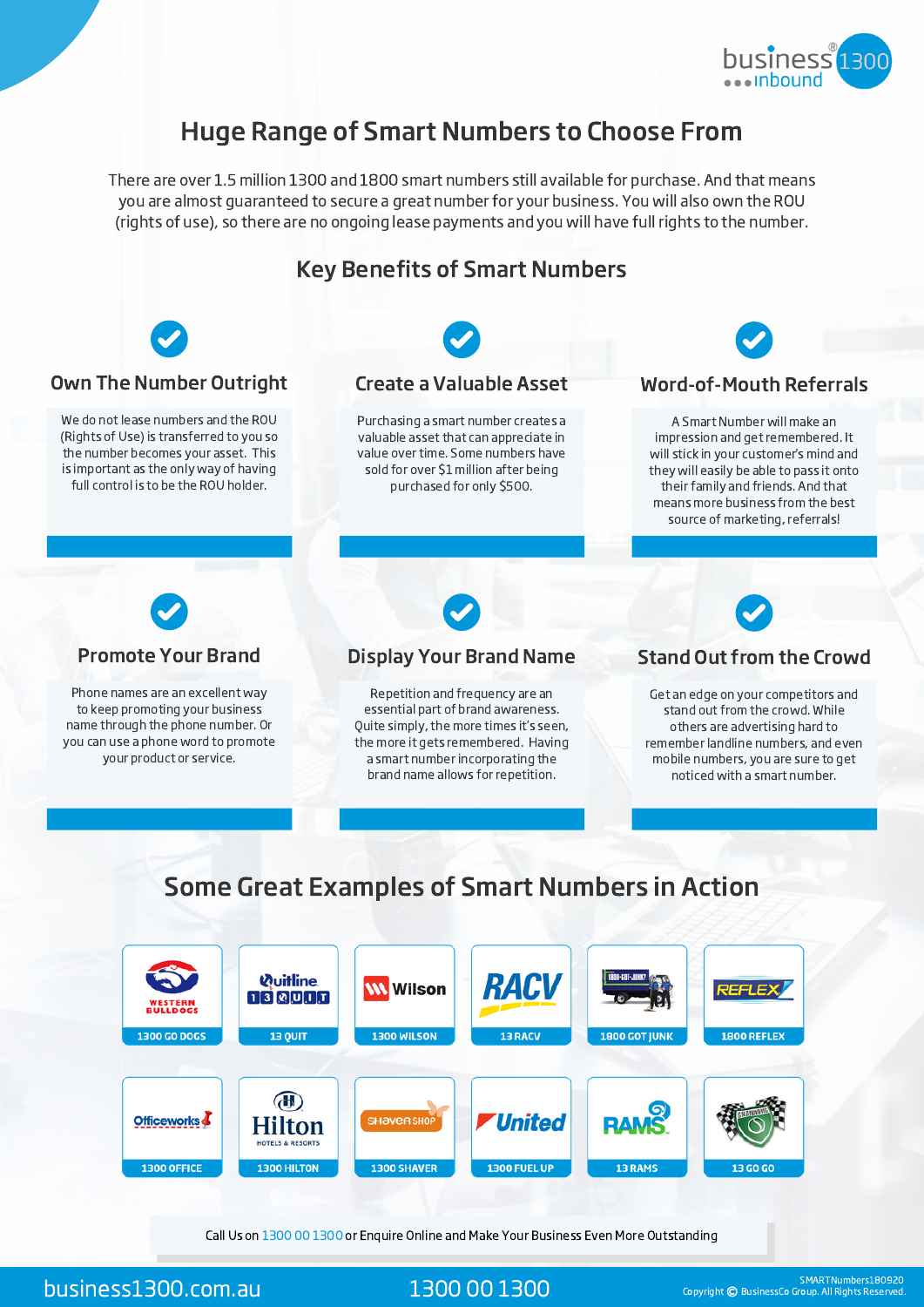# Huge Range of Smart Numbers to Choose From

There are over 1.5 million 1300 and 1800 smart numbers still available for purchase. And that means you are almost guaranteed to secure a great number for your business. You will also own the ROU (rights of use), so there are no ongoing lease payments and you will have full rights to the number.

## Key Benefits of Smart Numbers

### Own The Number Outright

We do not lease numbers and the ROU (Rights of Use) is transferred to you so the number becomes your asset. This is important as the only way of having full control is to be the ROU holder.

### Create a Valuable Asset

Purchasing a smart number creates a valuable asset that can appreciate in value over time. Some numbers have sold for over $1 million after being purchased for only $500.

### Word-of-Mouth Referrals

A Smart Number will make an impression and get remembered. It will stick in your customer's mind and they will easily be able to pass it onto their family and friends. And that means more business from the best source of marketing, referrals!

### Promote Your Brand

Phone names are an excellent way to keep promoting your business name through the phone number. Or you can use a phone word to promote your product or service.

### Display Your Brand Name

Repetition and frequency are an essential part of brand awareness. Quite simply, the more times it's seen, the more it gets remembered. Having a smart number incorporating the brand name allows for repetition.

### Stand Out from the Crowd

Get an edge on your competitors and stand out from the crowd. While others are advertising hard to remember landline numbers, and even mobile numbers, you are sure to get noticed with a smart number.

## Some Great Examples of Smart Numbers in Action

- 1300 GO DOGS
- 13 QUIT
- 1300 WILSON
- 13 RACV
- 1800 GOT JUNK
- 1800 REFLEX
- 1300 OFFICE
- 1300 HILTON
- 1300 SHAVER
- 1300 FUEL UP
- 13 RAMS
- 13 GO GO

Call Us on 1300 00 1300 or Enquire Online and Make Your Business Even More Outstanding

business1300.com.au 1300 00 1300

SMARTNumbers180920
Copyright © BusinessCo Group. All Rights Reserved.